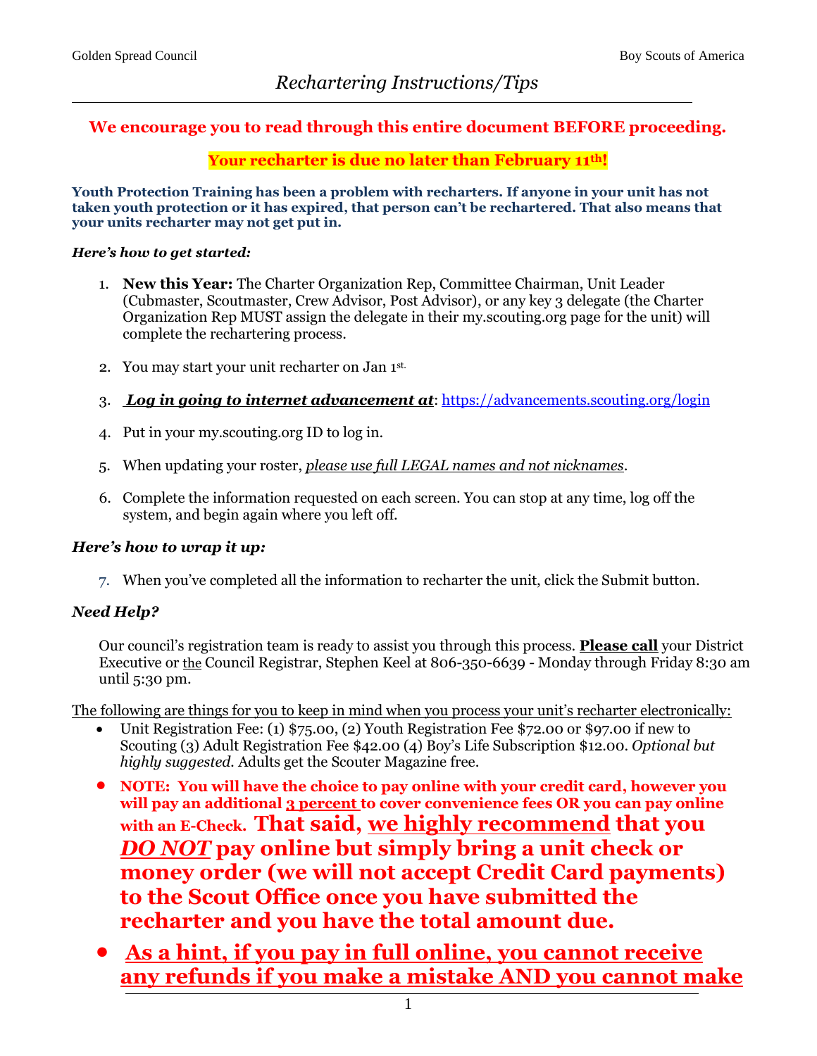Golden Spread Council — Boy Scouts of America

# *Rechartering Instructions/Tips*

**We encourage you to read through this entire document BEFORE proceeding.**

**Your recharter is due no later than February 11th!**

**Youth Protection Training has been a problem with recharters. If anyone in your unit has not taken youth protection or it has expired, that person can't be rechartered. That also means that your units recharter may not get put in.**

***Here's how to get started:***

1. **New this Year:** The Charter Organization Rep, Committee Chairman, Unit Leader (Cubmaster, Scoutmaster, Crew Advisor, Post Advisor), or any key 3 delegate (the Charter Organization Rep MUST assign the delegate in their my.scouting.org page for the unit) will complete the rechartering process.

2. You may start your unit recharter on Jan 1st.

3. ***Log in going to internet advancement at***: https://advancements.scouting.org/login

4. Put in your my.scouting.org ID to log in.

5. When updating your roster, *please use full LEGAL names and not nicknames*.

6. Complete the information requested on each screen. You can stop at any time, log off the system, and begin again where you left off.

***Here's how to wrap it up:***

7. When you've completed all the information to recharter the unit, click the Submit button.

***Need Help?***

Our council's registration team is ready to assist you through this process. **Please call** your District Executive or the Council Registrar, Stephen Keel at 806-350-6639 - Monday through Friday 8:30 am until 5:30 pm.

The following are things for you to keep in mind when you process your unit's recharter electronically:

- Unit Registration Fee: (1) $75.00, (2) Youth Registration Fee $72.00 or $97.00 if new to Scouting (3) Adult Registration Fee $42.00 (4) Boy's Life Subscription $12.00. *Optional but highly suggested.* Adults get the Scouter Magazine free.
- **NOTE: You will have the choice to pay online with your credit card, however you will pay an additional 3 percent to cover convenience fees OR you can pay online with an E-Check. That said, we highly recommend that you *DO NOT* pay online but simply bring a unit check or money order (we will not accept Credit Card payments) to the Scout Office once you have submitted the recharter and you have the total amount due.**
- **As a hint, if you pay in full online, you cannot receive any refunds if you make a mistake AND you cannot make**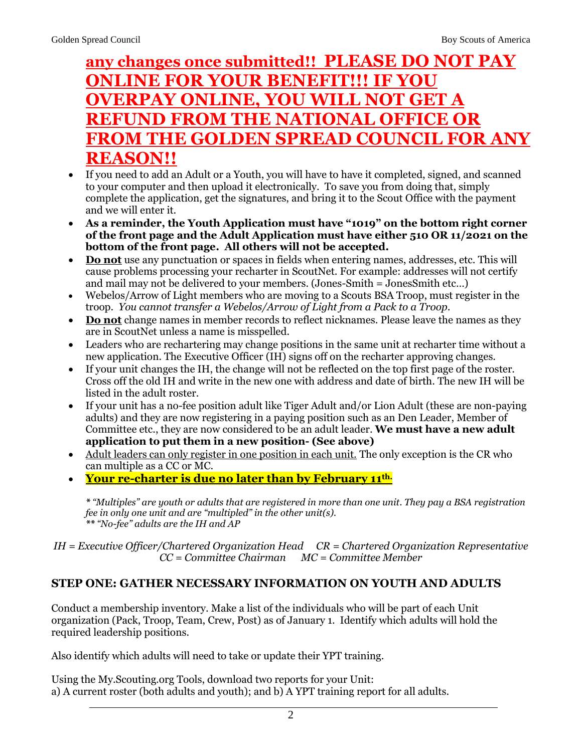**any changes once submitted!! PLEASE DO NOT PAY ONLINE FOR YOUR BENEFIT!!! IF YOU OVERPAY ONLINE, YOU WILL NOT GET A REFUND FROM THE NATIONAL OFFICE OR FROM THE GOLDEN SPREAD COUNCIL FOR ANY REASON!!**

- If you need to add an Adult or a Youth, you will have to have it completed, signed, and scanned to your computer and then upload it electronically. To save you from doing that, simply complete the application, get the signatures, and bring it to the Scout Office with the payment and we will enter it.
- **As a reminder, the Youth Application must have "1019" on the bottom right corner of the front page and the Adult Application must have either 510 OR 11/2021 on the bottom of the front page. All others will not be accepted.**
- **Do not** use any punctuation or spaces in fields when entering names, addresses, etc. This will cause problems processing your recharter in ScoutNet. For example: addresses will not certify and mail may not be delivered to your members. (Jones-Smith = JonesSmith etc…)
- Webelos/Arrow of Light members who are moving to a Scouts BSA Troop, must register in the troop. *You cannot transfer a Webelos/Arrow of Light from a Pack to a Troop.*
- **Do not** change names in member records to reflect nicknames. Please leave the names as they are in ScoutNet unless a name is misspelled.
- Leaders who are rechartering may change positions in the same unit at recharter time without a new application. The Executive Officer (IH) signs off on the recharter approving changes.
- If your unit changes the IH, the change will not be reflected on the top first page of the roster. Cross off the old IH and write in the new one with address and date of birth. The new IH will be listed in the adult roster.
- If your unit has a no-fee position adult like Tiger Adult and/or Lion Adult (these are non-paying adults) and they are now registering in a paying position such as an Den Leader, Member of Committee etc., they are now considered to be an adult leader. **We must have a new adult application to put them in a new position- (See above)**
- Adult leaders can only register in one position in each unit. The only exception is the CR who can multiple as a CC or MC.
- **Your re-charter is due no later than by February 11th.**

*\* "Multiples" are youth or adults that are registered in more than one unit. They pay a BSA registration fee in only one unit and are "multipled" in the other unit(s).*
*\*\* "No-fee" adults are the IH and AP*

*IH = Executive Officer/Chartered Organization Head CR = Chartered Organization Representative*
*CC = Committee Chairman MC = Committee Member*

## STEP ONE: GATHER NECESSARY INFORMATION ON YOUTH AND ADULTS

Conduct a membership inventory. Make a list of the individuals who will be part of each Unit organization (Pack, Troop, Team, Crew, Post) as of January 1. Identify which adults will hold the required leadership positions.

Also identify which adults will need to take or update their YPT training.

Using the My.Scouting.org Tools, download two reports for your Unit:
a) A current roster (both adults and youth); and b) A YPT training report for all adults.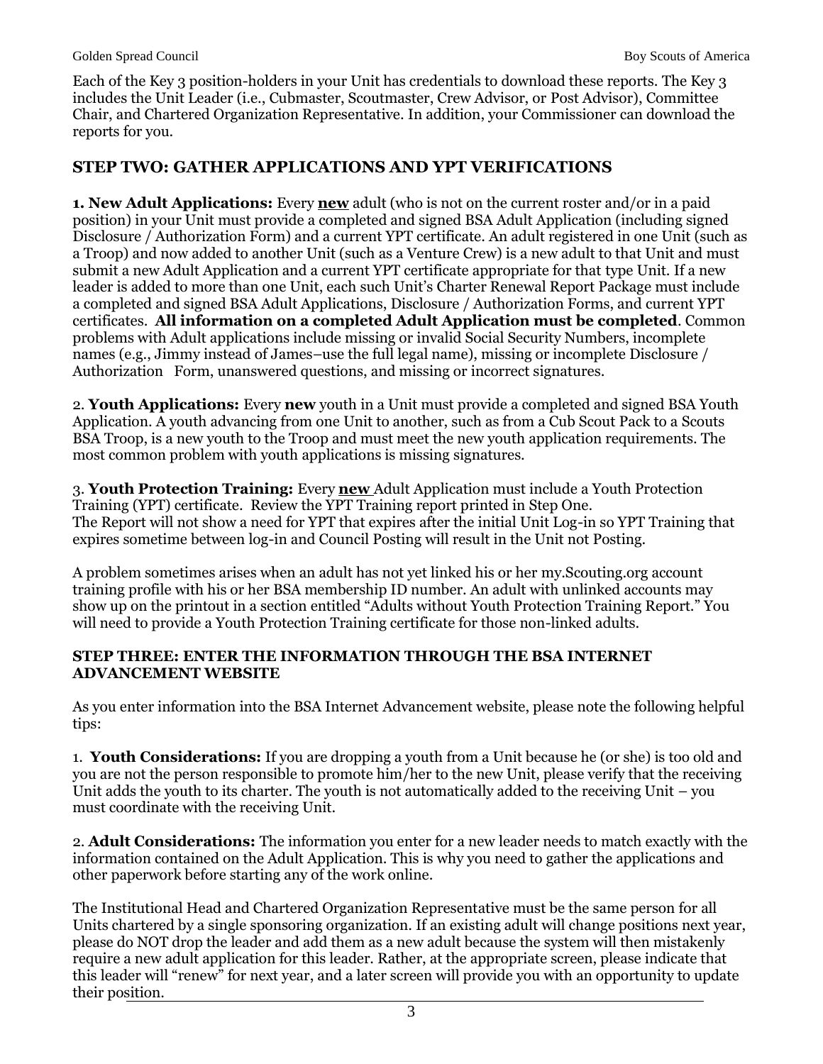Each of the Key 3 position-holders in your Unit has credentials to download these reports. The Key 3 includes the Unit Leader (i.e., Cubmaster, Scoutmaster, Crew Advisor, or Post Advisor), Committee Chair, and Chartered Organization Representative. In addition, your Commissioner can download the reports for you.

## STEP TWO: GATHER APPLICATIONS AND YPT VERIFICATIONS

**1. New Adult Applications:** Every **new** adult (who is not on the current roster and/or in a paid position) in your Unit must provide a completed and signed BSA Adult Application (including signed Disclosure / Authorization Form) and a current YPT certificate. An adult registered in one Unit (such as a Troop) and now added to another Unit (such as a Venture Crew) is a new adult to that Unit and must submit a new Adult Application and a current YPT certificate appropriate for that type Unit. If a new leader is added to more than one Unit, each such Unit's Charter Renewal Report Package must include a completed and signed BSA Adult Applications, Disclosure / Authorization Forms, and current YPT certificates. **All information on a completed Adult Application must be completed**. Common problems with Adult applications include missing or invalid Social Security Numbers, incomplete names (e.g., Jimmy instead of James–use the full legal name), missing or incomplete Disclosure / Authorization Form, unanswered questions, and missing or incorrect signatures.

2. **Youth Applications:** Every **new** youth in a Unit must provide a completed and signed BSA Youth Application. A youth advancing from one Unit to another, such as from a Cub Scout Pack to a Scouts BSA Troop, is a new youth to the Troop and must meet the new youth application requirements. The most common problem with youth applications is missing signatures.

3. **Youth Protection Training:** Every **new** Adult Application must include a Youth Protection Training (YPT) certificate. Review the YPT Training report printed in Step One.
The Report will not show a need for YPT that expires after the initial Unit Log-in so YPT Training that expires sometime between log-in and Council Posting will result in the Unit not Posting.

A problem sometimes arises when an adult has not yet linked his or her my.Scouting.org account training profile with his or her BSA membership ID number. An adult with unlinked accounts may show up on the printout in a section entitled "Adults without Youth Protection Training Report." You will need to provide a Youth Protection Training certificate for those non-linked adults.

### STEP THREE: ENTER THE INFORMATION THROUGH THE BSA INTERNET ADVANCEMENT WEBSITE

As you enter information into the BSA Internet Advancement website, please note the following helpful tips:

1. **Youth Considerations:** If you are dropping a youth from a Unit because he (or she) is too old and you are not the person responsible to promote him/her to the new Unit, please verify that the receiving Unit adds the youth to its charter. The youth is not automatically added to the receiving Unit – you must coordinate with the receiving Unit.

2. **Adult Considerations:** The information you enter for a new leader needs to match exactly with the information contained on the Adult Application. This is why you need to gather the applications and other paperwork before starting any of the work online.

The Institutional Head and Chartered Organization Representative must be the same person for all Units chartered by a single sponsoring organization. If an existing adult will change positions next year, please do NOT drop the leader and add them as a new adult because the system will then mistakenly require a new adult application for this leader. Rather, at the appropriate screen, please indicate that this leader will "renew" for next year, and a later screen will provide you with an opportunity to update their position.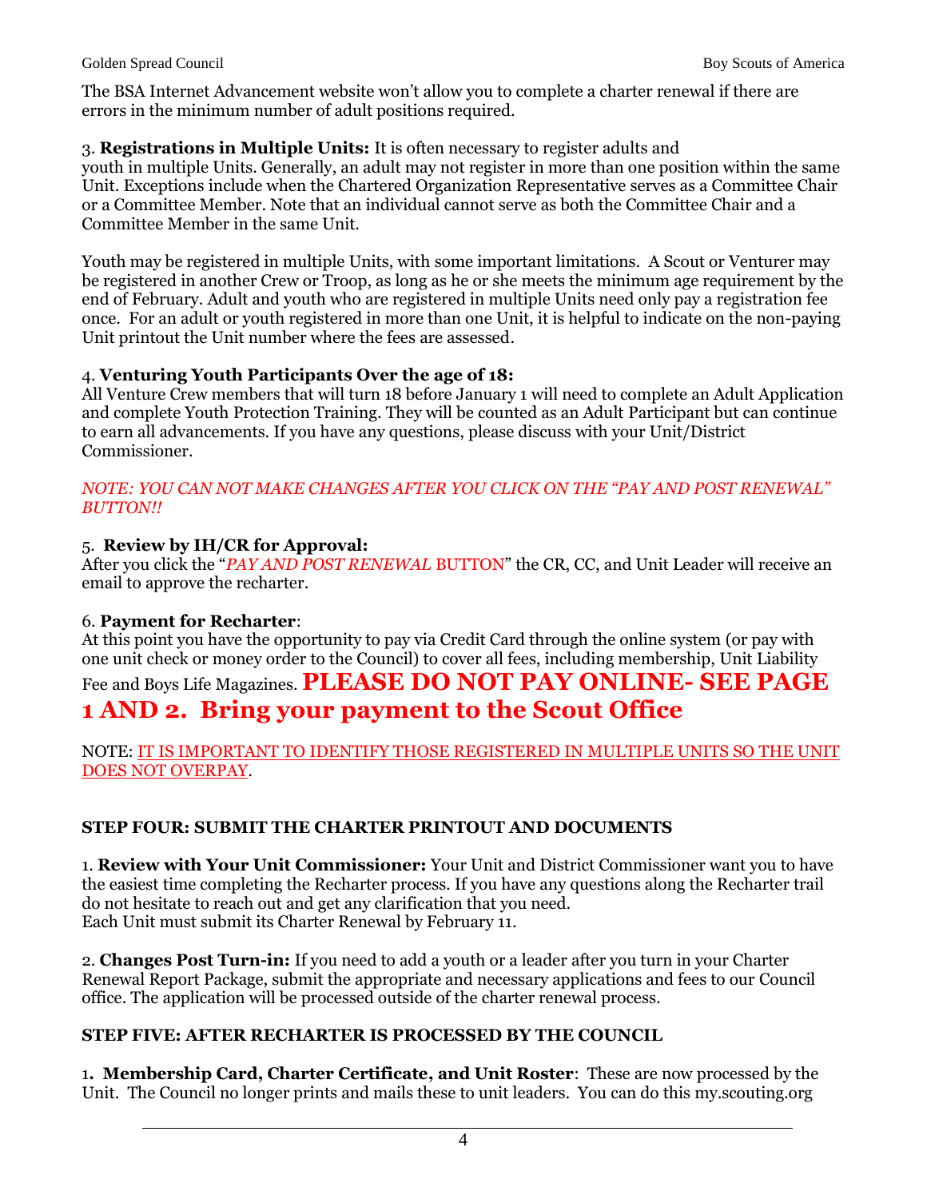The BSA Internet Advancement website won't allow you to complete a charter renewal if there are errors in the minimum number of adult positions required.

3. **Registrations in Multiple Units:** It is often necessary to register adults and youth in multiple Units. Generally, an adult may not register in more than one position within the same Unit. Exceptions include when the Chartered Organization Representative serves as a Committee Chair or a Committee Member. Note that an individual cannot serve as both the Committee Chair and a Committee Member in the same Unit.

Youth may be registered in multiple Units, with some important limitations. A Scout or Venturer may be registered in another Crew or Troop, as long as he or she meets the minimum age requirement by the end of February. Adult and youth who are registered in multiple Units need only pay a registration fee once. For an adult or youth registered in more than one Unit, it is helpful to indicate on the non-paying Unit printout the Unit number where the fees are assessed.

4. **Venturing Youth Participants Over the age of 18:**
All Venture Crew members that will turn 18 before January 1 will need to complete an Adult Application and complete Youth Protection Training. They will be counted as an Adult Participant but can continue to earn all advancements. If you have any questions, please discuss with your Unit/District Commissioner.

*NOTE: YOU CAN NOT MAKE CHANGES AFTER YOU CLICK ON THE "PAY AND POST RENEWAL" BUTTON!!*

5. **Review by IH/CR for Approval:**
After you click the "*PAY AND POST RENEWAL* BUTTON" the CR, CC, and Unit Leader will receive an email to approve the recharter.

6. **Payment for Recharter**:
At this point you have the opportunity to pay via Credit Card through the online system (or pay with one unit check or money order to the Council) to cover all fees, including membership, Unit Liability Fee and Boys Life Magazines. **PLEASE DO NOT PAY ONLINE- SEE PAGE 1 AND 2. Bring your payment to the Scout Office**

NOTE: IT IS IMPORTANT TO IDENTIFY THOSE REGISTERED IN MULTIPLE UNITS SO THE UNIT DOES NOT OVERPAY.

## STEP FOUR: SUBMIT THE CHARTER PRINTOUT AND DOCUMENTS

1. **Review with Your Unit Commissioner:** Your Unit and District Commissioner want you to have the easiest time completing the Recharter process. If you have any questions along the Recharter trail do not hesitate to reach out and get any clarification that you need.
Each Unit must submit its Charter Renewal by February 11.

2. **Changes Post Turn-in:** If you need to add a youth or a leader after you turn in your Charter Renewal Report Package, submit the appropriate and necessary applications and fees to our Council office. The application will be processed outside of the charter renewal process.

## STEP FIVE: AFTER RECHARTER IS PROCESSED BY THE COUNCIL

1. **Membership Card, Charter Certificate, and Unit Roster**: These are now processed by the Unit. The Council no longer prints and mails these to unit leaders. You can do this my.scouting.org